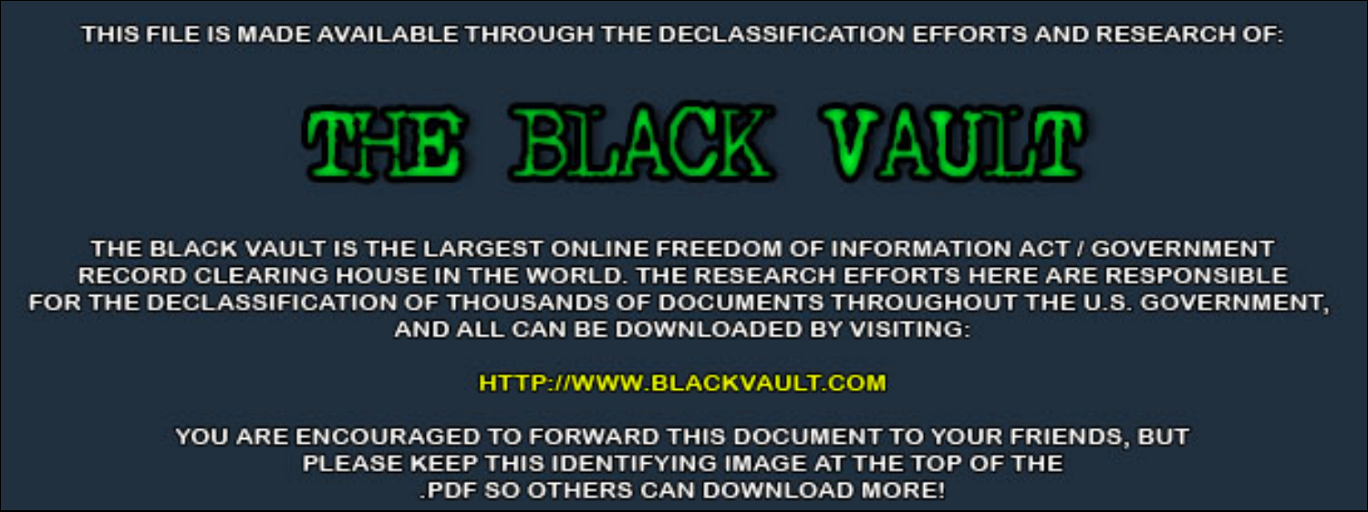THIS FILE IS MADE AVAILABLE THROUGH THE DECLASSIFICATION EFFORTS AND RESEARCH OF:

# THE BLACK VAULT

THE BLACK VAULT IS THE LARGEST ONLINE FREEDOM OF INFORMATION ACT / GOVERNMENT RECORD CLEARING HOUSE IN THE WORLD. THE RESEARCH EFFORTS HERE ARE RESPONSIBLE FOR THE DECLASSIFICATION OF THOUSANDS OF DOCUMENTS THROUGHOUT THE U.S. GOVERNMENT, AND ALL CAN BE DOWNLOADED BY VISITING:

HTTP://WWW.BLACKVAULT.COM

YOU ARE ENCOURAGED TO FORWARD THIS DOCUMENT TO YOUR FRIENDS, BUT PLEASE KEEP THIS IDENTIFYING IMAGE AT THE TOP OF THE .PDF SO OTHERS CAN DOWNLOAD MORE!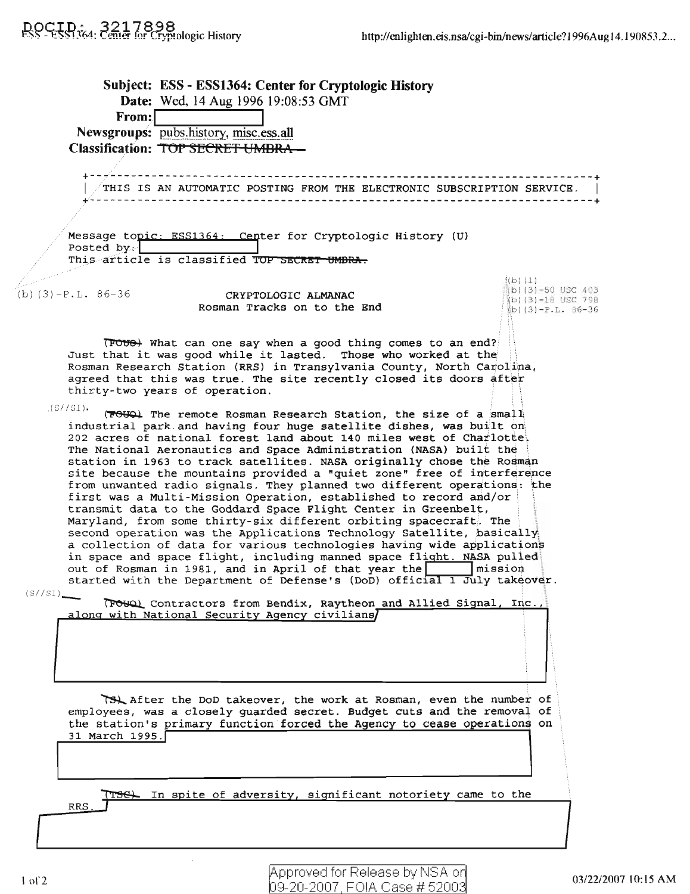DOCID: 3217898

Subject: **ESS - ESS1364: Center for Cryptologic History**
Date: Wed, 14 Aug 1996 19:08:53 GMT
From:
Newsgroups: pubs.history, misc.ess.all
Classification: ~~TOP SECRET UMBRA~~

```
+---------------------------------------------------------------------------+
|  THIS IS AN AUTOMATIC POSTING FROM THE ELECTRONIC SUBSCRIPTION SERVICE.   |
+---------------------------------------------------------------------------+
```

Message topic: ESS1364: Center for Cryptologic History (U)
Posted by:
This article is classified ~~TOP SECRET UMBRA.~~

(b)(3)-P.L. 86-36

(b)(1)
(b)(3)-50 USC 403
(b)(3)-18 USC 798
(b)(3)-P.L. 86-36

CRYPTOLOGIC ALMANAC
Rosman Tracks on to the End

~~(FOUO)~~ What can one say when a good thing comes to an end? Just that it was good while it lasted. Those who worked at the Rosman Research Station (RRS) in Transylvania County, North Carolina, agreed that this was true. The site recently closed its doors after thirty-two years of operation.

(S//SI) ~~(FOUO)~~ The remote Rosman Research Station, the size of a small industrial park and having four huge satellite dishes, was built on 202 acres of national forest land about 140 miles west of Charlotte. The National Aeronautics and Space Administration (NASA) built the station in 1963 to track satellites. NASA originally chose the Rosman site because the mountains provided a "quiet zone" free of interference from unwanted radio signals. They planned two different operations: the first was a Multi-Mission Operation, established to record and/or transmit data to the Goddard Space Flight Center in Greenbelt, Maryland, from some thirty-six different orbiting spacecraft. The second operation was the Applications Technology Satellite, basically a collection of data for various technologies having wide applications in space and space flight, including manned space flight. NASA pulled out of Rosman in 1981, and in April of that year the [REDACTED] mission started with the Department of Defense's (DoD) official 1 July takeover.

(S//SI) ~~(FOUO)~~ Contractors from Bendix, Raytheon and Allied Signal, Inc., along with National Security Agency civilians [REDACTED]

~~(S)~~ After the DoD takeover, the work at Rosman, even the number of employees, was a closely guarded secret. Budget cuts and the removal of the station's primary function forced the Agency to cease operations on 31 March 1995. [REDACTED]

~~(TSC)~~ In spite of adversity, significant notoriety came to the RRS. [REDACTED]

Approved for Release by NSA on 09-20-2007, FOIA Case # 52003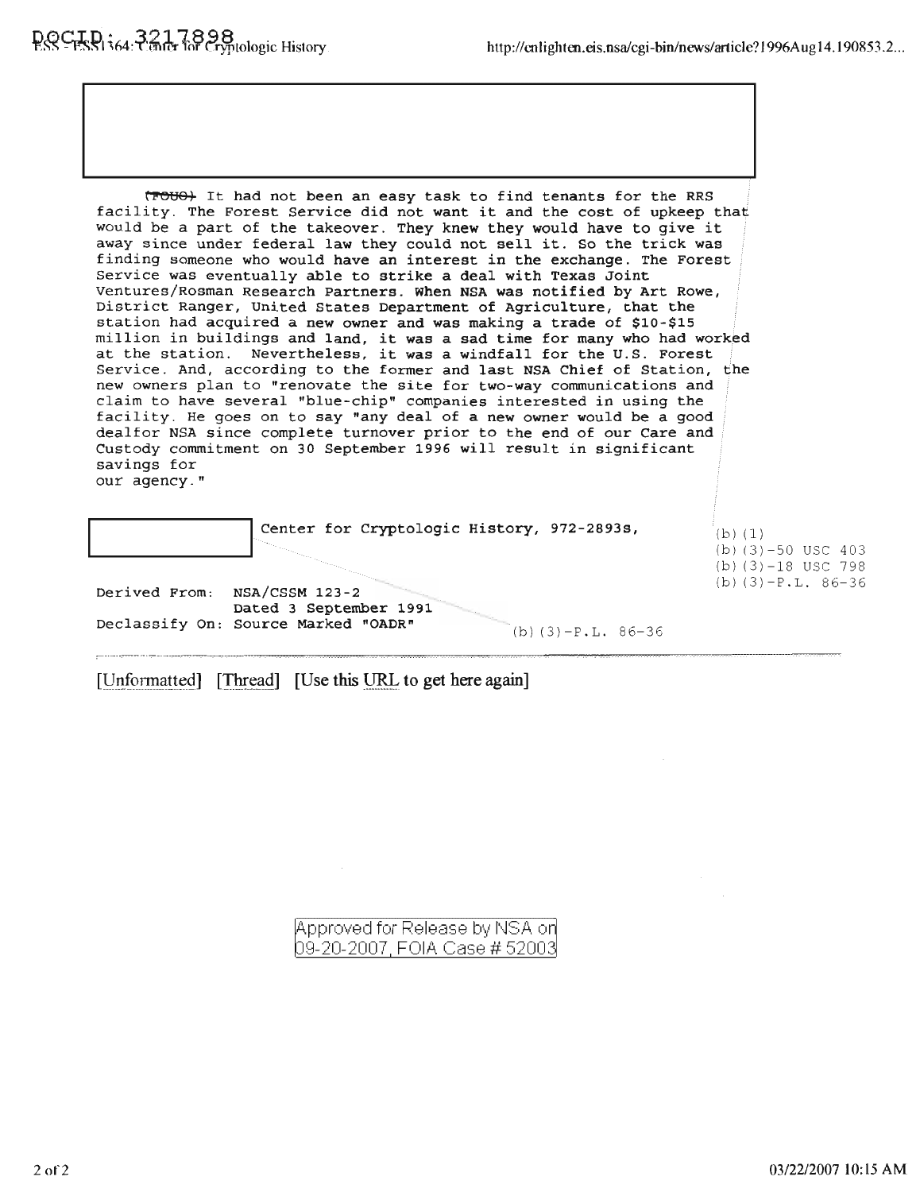(~~FOUO~~) It had not been an easy task to find tenants for the RRS facility. The Forest Service did not want it and the cost of upkeep that would be a part of the takeover. They knew they would have to give it away since under federal law they could not sell it. So the trick was finding someone who would have an interest in the exchange. The Forest Service was eventually able to strike a deal with Texas Joint Ventures/Rosman Research Partners. When NSA was notified by Art Rowe, District Ranger, United States Department of Agriculture, that the station had acquired a new owner and was making a trade of $10-$15 million in buildings and land, it was a sad time for many who had worked at the station. Nevertheless, it was a windfall for the U.S. Forest Service. And, according to the former and last NSA Chief of Station, the new owners plan to "renovate the site for two-way communications and claim to have several "blue-chip" companies interested in using the facility. He goes on to say "any deal of a new owner would be a good dealfor NSA since complete turnover prior to the end of our Care and Custody commitment on 30 September 1996 will result in significant savings for our agency."

Center for Cryptologic History, 972-2893s,

(b)(1)
(b)(3)-50 USC 403
(b)(3)-18 USC 798
(b)(3)-P.L. 86-36

Derived From: NSA/CSSM 123-2
Dated 3 September 1991
Declassify On: Source Marked "OADR"

(b)(3)-P.L. 86-36

[Unformatted] [Thread] [Use this URL to get here again]

Approved for Release by NSA on 09-20-2007, FOIA Case # 52003